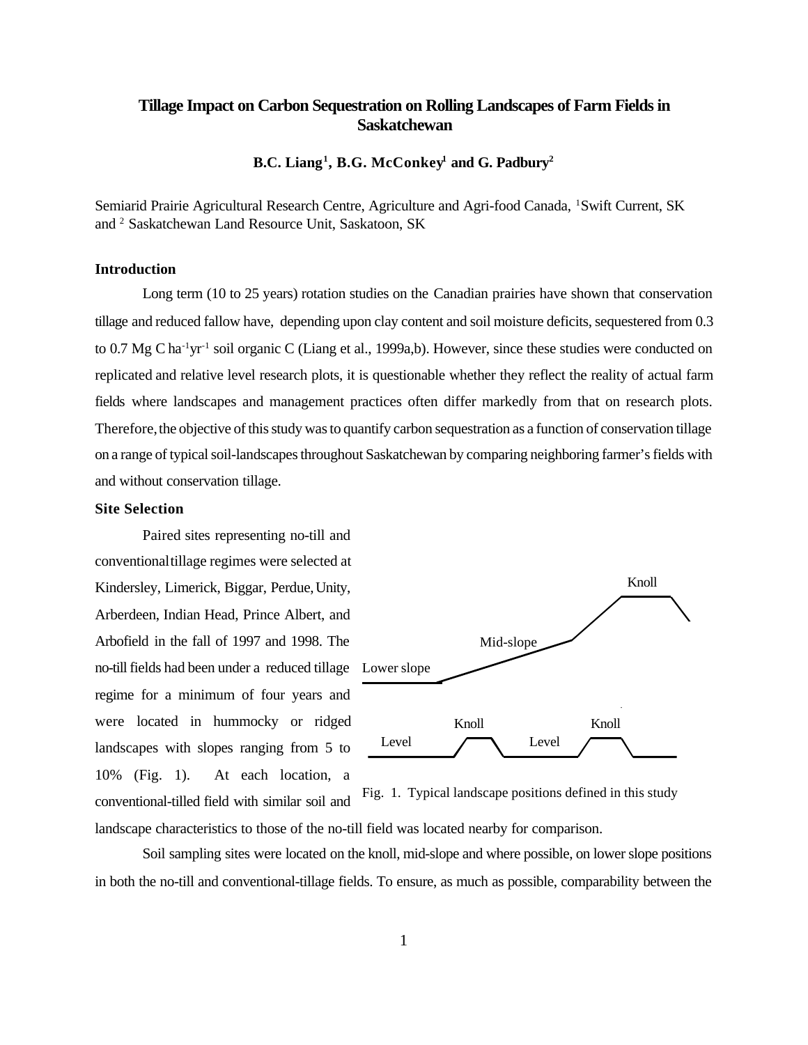# Tillage Impact on Carbon Sequestration on Rolling Landscapes of Farm Fields in Saskatchewan

**B.C. Liang[1], B.G. McConkey[1] and G. Padbury[2]**

Semiarid Prairie Agricultural Research Centre, Agriculture and Agri-food Canada, [1]Swift Current, SK and [2] Saskatchewan Land Resource Unit, Saskatoon, SK

## Introduction

Long term (10 to 25 years) rotation studies on the Canadian prairies have shown that conservation tillage and reduced fallow have, depending upon clay content and soil moisture deficits, sequestered from 0.3 to 0.7 Mg C $ha^{-1}yr^{-1}$ soil organic C (Liang et al., 1999a,b). However, since these studies were conducted on replicated and relative level research plots, it is questionable whether they reflect the reality of actual farm fields where landscapes and management practices often differ markedly from that on research plots. Therefore, the objective of this study was to quantify carbon sequestration as a function of conservation tillage on a range of typical soil-landscapes throughout Saskatchewan by comparing neighboring farmer's fields with and without conservation tillage.

## Site Selection

Paired sites representing no-till and conventional tillage regimes were selected at Kindersley, Limerick, Biggar, Perdue, Unity, Arberdeen, Indian Head, Prince Albert, and Arbofield in the fall of 1997 and 1998. The no-till fields had been under a reduced tillage regime for a minimum of four years and were located in hummocky or ridged landscapes with slopes ranging from 5 to 10% (Fig. 1). At each location, a conventional-tilled field with similar soil and landscape characteristics to those of the no-till field was located nearby for comparison.

Fig. 1. Typical landscape positions defined in this study

Soil sampling sites were located on the knoll, mid-slope and where possible, on lower slope positions in both the no-till and conventional-tillage fields. To ensure, as much as possible, comparability between the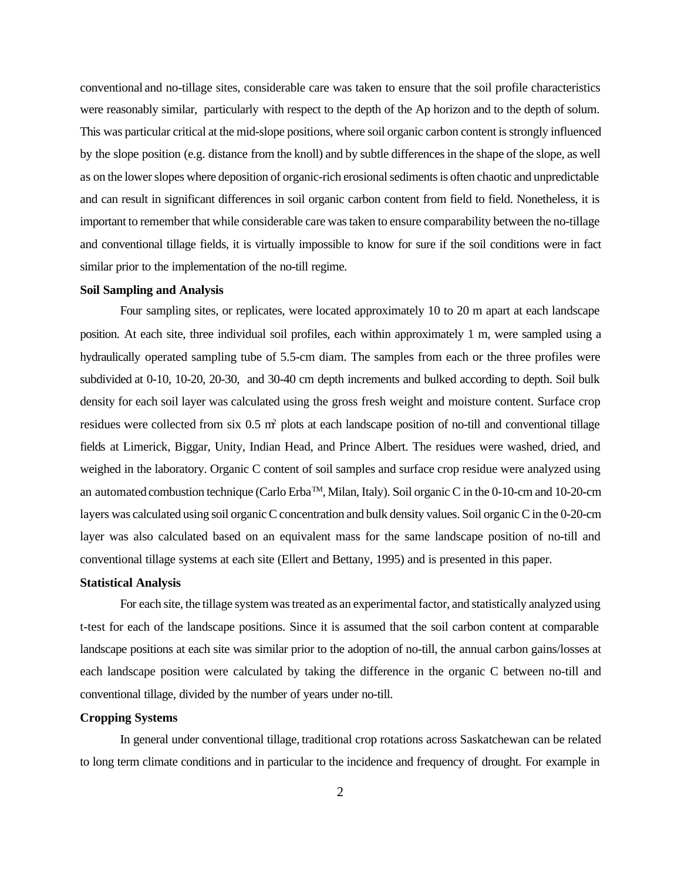conventional and no-tillage sites, considerable care was taken to ensure that the soil profile characteristics were reasonably similar, particularly with respect to the depth of the Ap horizon and to the depth of solum. This was particular critical at the mid-slope positions, where soil organic carbon content is strongly influenced by the slope position (e.g. distance from the knoll) and by subtle differences in the shape of the slope, as well as on the lower slopes where deposition of organic-rich erosional sediments is often chaotic and unpredictable and can result in significant differences in soil organic carbon content from field to field. Nonetheless, it is important to remember that while considerable care was taken to ensure comparability between the no-tillage and conventional tillage fields, it is virtually impossible to know for sure if the soil conditions were in fact similar prior to the implementation of the no-till regime.

**Soil Sampling and Analysis**

Four sampling sites, or replicates, were located approximately 10 to 20 m apart at each landscape position. At each site, three individual soil profiles, each within approximately 1 m, were sampled using a hydraulically operated sampling tube of 5.5-cm diam. The samples from each or the three profiles were subdivided at 0-10, 10-20, 20-30, and 30-40 cm depth increments and bulked according to depth. Soil bulk density for each soil layer was calculated using the gross fresh weight and moisture content. Surface crop residues were collected from six 0.5 $m^2$ plots at each landscape position of no-till and conventional tillage fields at Limerick, Biggar, Unity, Indian Head, and Prince Albert. The residues were washed, dried, and weighed in the laboratory. Organic C content of soil samples and surface crop residue were analyzed using an automated combustion technique (Carlo Erba™, Milan, Italy). Soil organic C in the 0-10-cm and 10-20-cm layers was calculated using soil organic C concentration and bulk density values. Soil organic C in the 0-20-cm layer was also calculated based on an equivalent mass for the same landscape position of no-till and conventional tillage systems at each site (Ellert and Bettany, 1995) and is presented in this paper.

**Statistical Analysis**

For each site, the tillage system was treated as an experimental factor, and statistically analyzed using t-test for each of the landscape positions. Since it is assumed that the soil carbon content at comparable landscape positions at each site was similar prior to the adoption of no-till, the annual carbon gains/losses at each landscape position were calculated by taking the difference in the organic C between no-till and conventional tillage, divided by the number of years under no-till.

**Cropping Systems**

In general under conventional tillage, traditional crop rotations across Saskatchewan can be related to long term climate conditions and in particular to the incidence and frequency of drought. For example in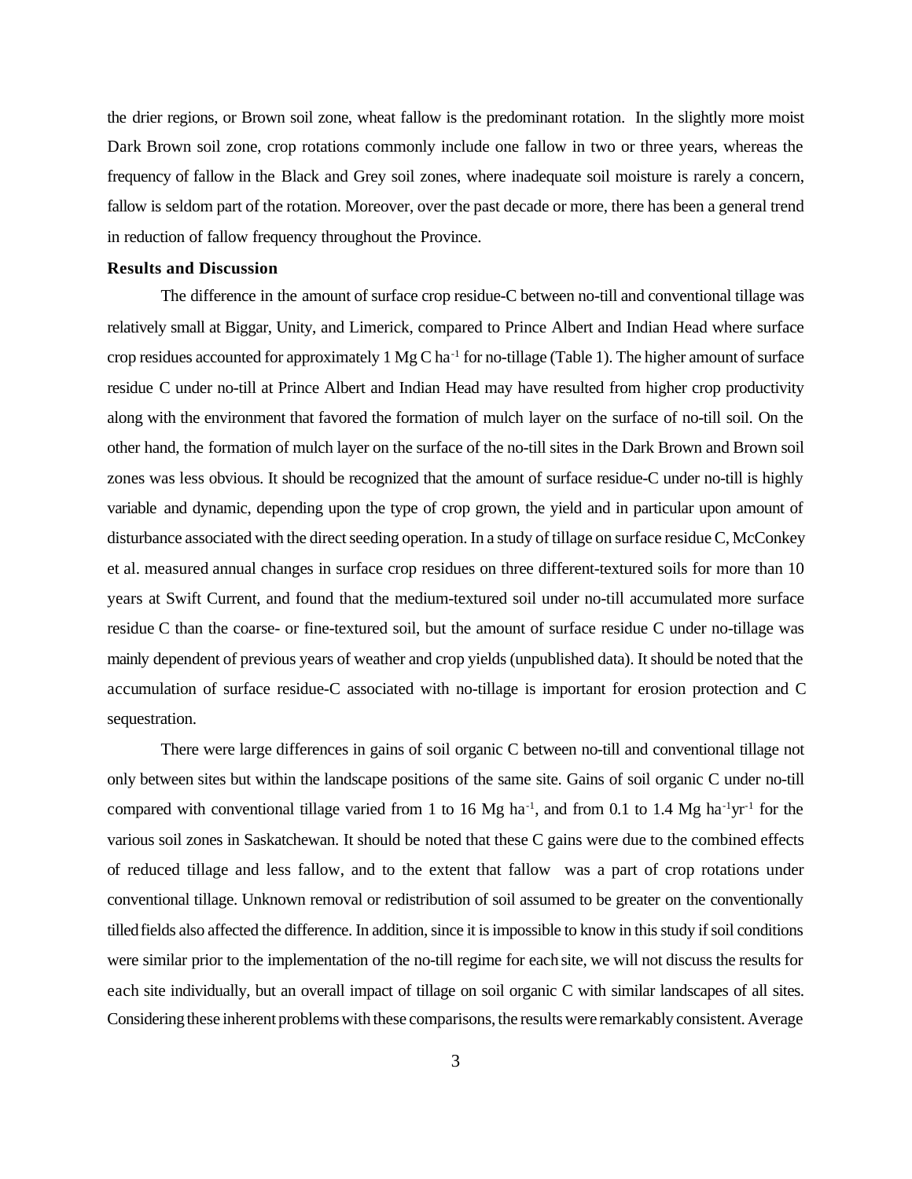the drier regions, or Brown soil zone, wheat fallow is the predominant rotation. In the slightly more moist Dark Brown soil zone, crop rotations commonly include one fallow in two or three years, whereas the frequency of fallow in the Black and Grey soil zones, where inadequate soil moisture is rarely a concern, fallow is seldom part of the rotation. Moreover, over the past decade or more, there has been a general trend in reduction of fallow frequency throughout the Province.

**Results and Discussion**

The difference in the amount of surface crop residue-C between no-till and conventional tillage was relatively small at Biggar, Unity, and Limerick, compared to Prince Albert and Indian Head where surface crop residues accounted for approximately 1 Mg C ha$^{-1}$ for no-tillage (Table 1). The higher amount of surface residue C under no-till at Prince Albert and Indian Head may have resulted from higher crop productivity along with the environment that favored the formation of mulch layer on the surface of no-till soil. On the other hand, the formation of mulch layer on the surface of the no-till sites in the Dark Brown and Brown soil zones was less obvious. It should be recognized that the amount of surface residue-C under no-till is highly variable and dynamic, depending upon the type of crop grown, the yield and in particular upon amount of disturbance associated with the direct seeding operation. In a study of tillage on surface residue C, McConkey et al. measured annual changes in surface crop residues on three different-textured soils for more than 10 years at Swift Current, and found that the medium-textured soil under no-till accumulated more surface residue C than the coarse- or fine-textured soil, but the amount of surface residue C under no-tillage was mainly dependent of previous years of weather and crop yields (unpublished data). It should be noted that the accumulation of surface residue-C associated with no-tillage is important for erosion protection and C sequestration.

There were large differences in gains of soil organic C between no-till and conventional tillage not only between sites but within the landscape positions of the same site. Gains of soil organic C under no-till compared with conventional tillage varied from 1 to 16 Mg ha$^{-1}$, and from 0.1 to 1.4 Mg ha$^{-1}$yr$^{-1}$ for the various soil zones in Saskatchewan. It should be noted that these C gains were due to the combined effects of reduced tillage and less fallow, and to the extent that fallow was a part of crop rotations under conventional tillage. Unknown removal or redistribution of soil assumed to be greater on the conventionally tilled fields also affected the difference. In addition, since it is impossible to know in this study if soil conditions were similar prior to the implementation of the no-till regime for each site, we will not discuss the results for each site individually, but an overall impact of tillage on soil organic C with similar landscapes of all sites. Considering these inherent problems with these comparisons, the results were remarkably consistent. Average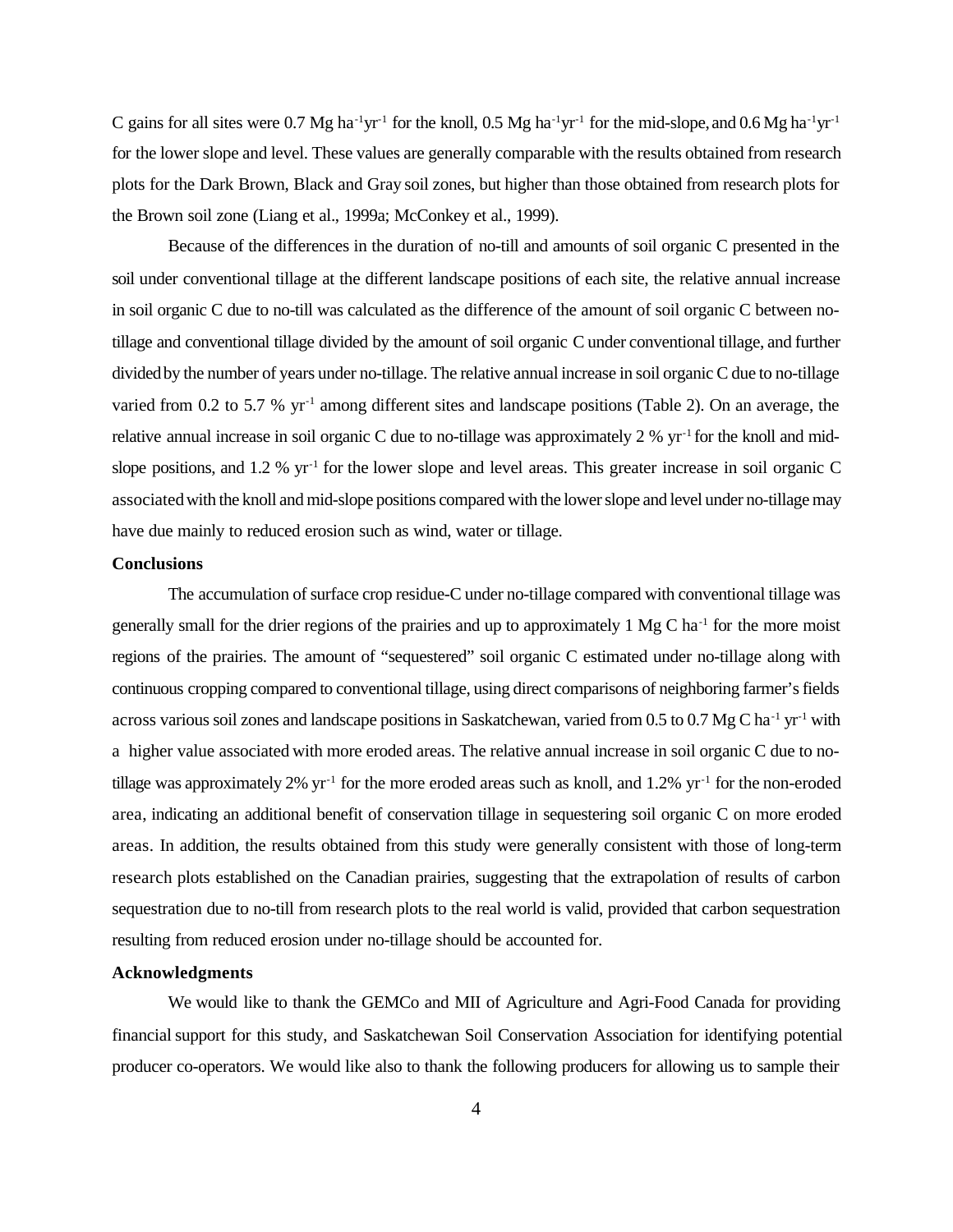C gains for all sites were 0.7 Mg $ha^{-1}yr^{-1}$ for the knoll, 0.5 Mg $ha^{-1}yr^{-1}$ for the mid-slope, and 0.6 Mg $ha^{-1}yr^{-1}$ for the lower slope and level. These values are generally comparable with the results obtained from research plots for the Dark Brown, Black and Gray soil zones, but higher than those obtained from research plots for the Brown soil zone (Liang et al., 1999a; McConkey et al., 1999).

Because of the differences in the duration of no-till and amounts of soil organic C presented in the soil under conventional tillage at the different landscape positions of each site, the relative annual increase in soil organic C due to no-till was calculated as the difference of the amount of soil organic C between no-tillage and conventional tillage divided by the amount of soil organic C under conventional tillage, and further divided by the number of years under no-tillage. The relative annual increase in soil organic C due to no-tillage varied from 0.2 to 5.7 % $yr^{-1}$ among different sites and landscape positions (Table 2). On an average, the relative annual increase in soil organic C due to no-tillage was approximately 2 % $yr^{-1}$ for the knoll and mid-slope positions, and 1.2 % $yr^{-1}$ for the lower slope and level areas. This greater increase in soil organic C associated with the knoll and mid-slope positions compared with the lower slope and level under no-tillage may have due mainly to reduced erosion such as wind, water or tillage.

**Conclusions**

The accumulation of surface crop residue-C under no-tillage compared with conventional tillage was generally small for the drier regions of the prairies and up to approximately 1 Mg C $ha^{-1}$ for the more moist regions of the prairies. The amount of "sequestered" soil organic C estimated under no-tillage along with continuous cropping compared to conventional tillage, using direct comparisons of neighboring farmer's fields across various soil zones and landscape positions in Saskatchewan, varied from 0.5 to 0.7 Mg C $ha^{-1}$ $yr^{-1}$ with a higher value associated with more eroded areas. The relative annual increase in soil organic C due to no-tillage was approximately 2% $yr^{-1}$ for the more eroded areas such as knoll, and 1.2% $yr^{-1}$ for the non-eroded area, indicating an additional benefit of conservation tillage in sequestering soil organic C on more eroded areas. In addition, the results obtained from this study were generally consistent with those of long-term research plots established on the Canadian prairies, suggesting that the extrapolation of results of carbon sequestration due to no-till from research plots to the real world is valid, provided that carbon sequestration resulting from reduced erosion under no-tillage should be accounted for.

**Acknowledgments**

We would like to thank the GEMCo and MII of Agriculture and Agri-Food Canada for providing financial support for this study, and Saskatchewan Soil Conservation Association for identifying potential producer co-operators. We would like also to thank the following producers for allowing us to sample their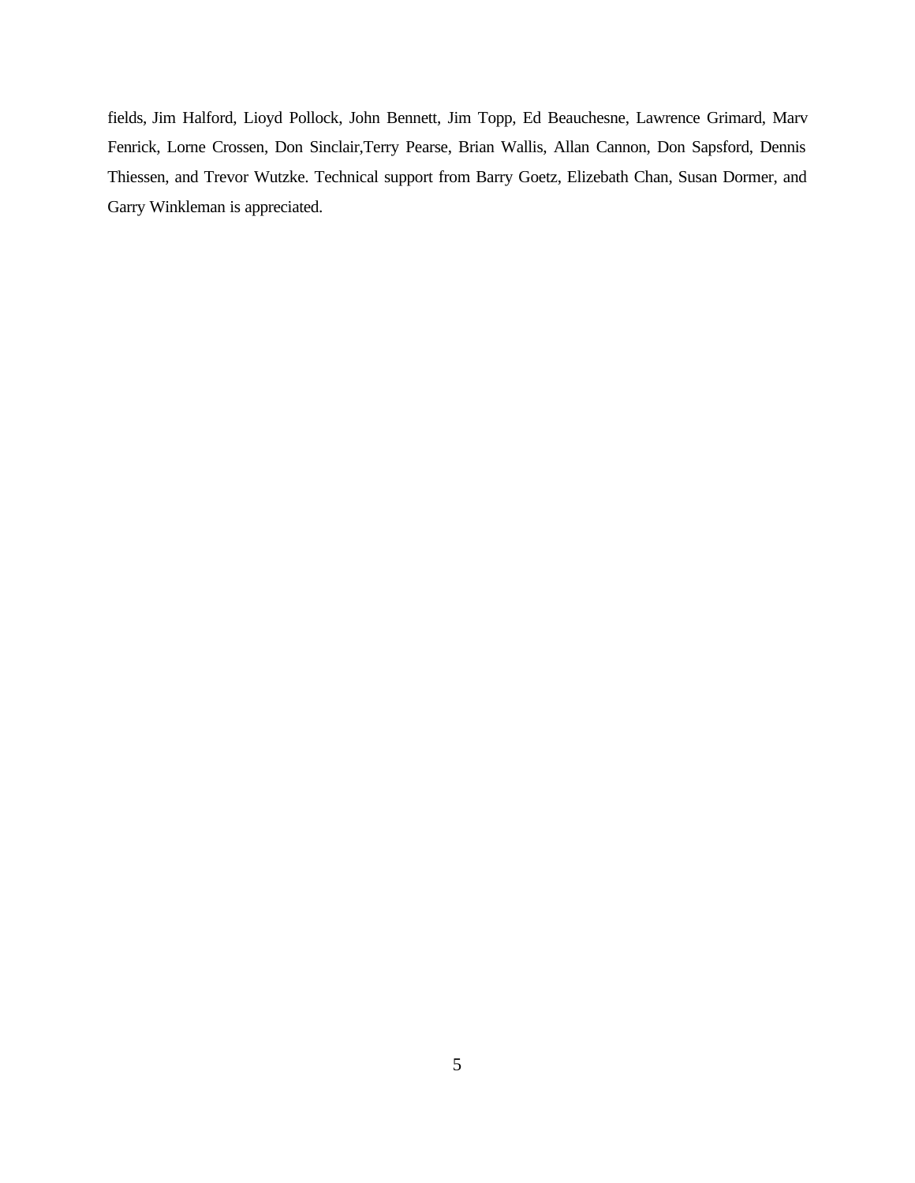fields, Jim Halford, Lioyd Pollock, John Bennett, Jim Topp, Ed Beauchesne, Lawrence Grimard, Marv Fenrick, Lorne Crossen, Don Sinclair,Terry Pearse, Brian Wallis, Allan Cannon, Don Sapsford, Dennis Thiessen, and Trevor Wutzke. Technical support from Barry Goetz, Elizebath Chan, Susan Dormer, and Garry Winkleman is appreciated.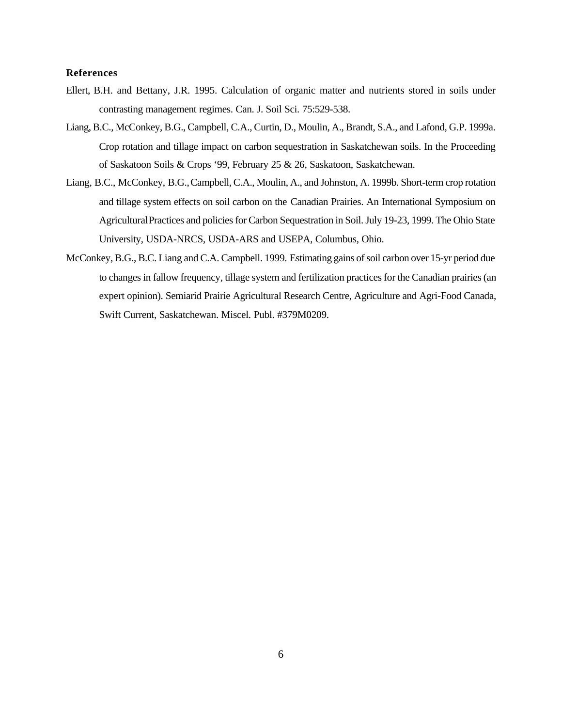**References**

Ellert, B.H. and Bettany, J.R. 1995. Calculation of organic matter and nutrients stored in soils under contrasting management regimes. Can. J. Soil Sci. 75:529-538.

Liang, B.C., McConkey, B.G., Campbell, C.A., Curtin, D., Moulin, A., Brandt, S.A., and Lafond, G.P. 1999a. Crop rotation and tillage impact on carbon sequestration in Saskatchewan soils. In the Proceeding of Saskatoon Soils & Crops '99, February 25 & 26, Saskatoon, Saskatchewan.

Liang, B.C., McConkey, B.G., Campbell, C.A., Moulin, A., and Johnston, A. 1999b. Short-term crop rotation and tillage system effects on soil carbon on the Canadian Prairies. An International Symposium on Agricultural Practices and policies for Carbon Sequestration in Soil. July 19-23, 1999. The Ohio State University, USDA-NRCS, USDA-ARS and USEPA, Columbus, Ohio.

McConkey, B.G., B.C. Liang and C.A. Campbell. 1999. Estimating gains of soil carbon over 15-yr period due to changes in fallow frequency, tillage system and fertilization practices for the Canadian prairies (an expert opinion). Semiarid Prairie Agricultural Research Centre, Agriculture and Agri-Food Canada, Swift Current, Saskatchewan. Miscel. Publ. #379M0209.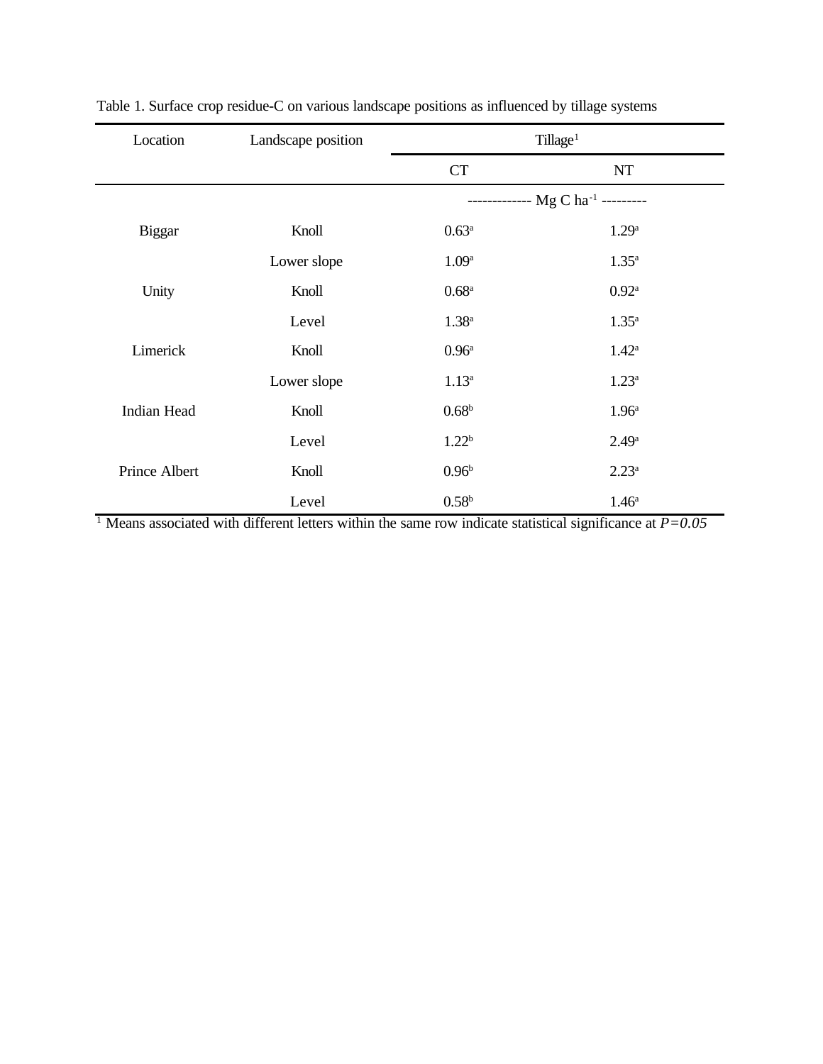Table 1. Surface crop residue-C on various landscape positions as influenced by tillage systems

| Location | Landscape position | Tillage[1] | |
|---|---|---|---|
| | | CT | NT |
| | | ------------ Mg C $ha^{-1}$ --------- | |
| Biggar | Knoll | 0.63[a] | 1.29[a] |
| | Lower slope | 1.09[a] | 1.35[a] |
| Unity | Knoll | 0.68[a] | 0.92[a] |
| | Level | 1.38[a] | 1.35[a] |
| Limerick | Knoll | 0.96[a] | 1.42[a] |
| | Lower slope | 1.13[a] | 1.23[a] |
| Indian Head | Knoll | 0.68[b] | 1.96[a] |
| | Level | 1.22[b] | 2.49[a] |
| Prince Albert | Knoll | 0.96[b] | 2.23[a] |
| | Level | 0.58[b] | 1.46[a] |

[1] Means associated with different letters within the same row indicate statistical significance at $P=0.05$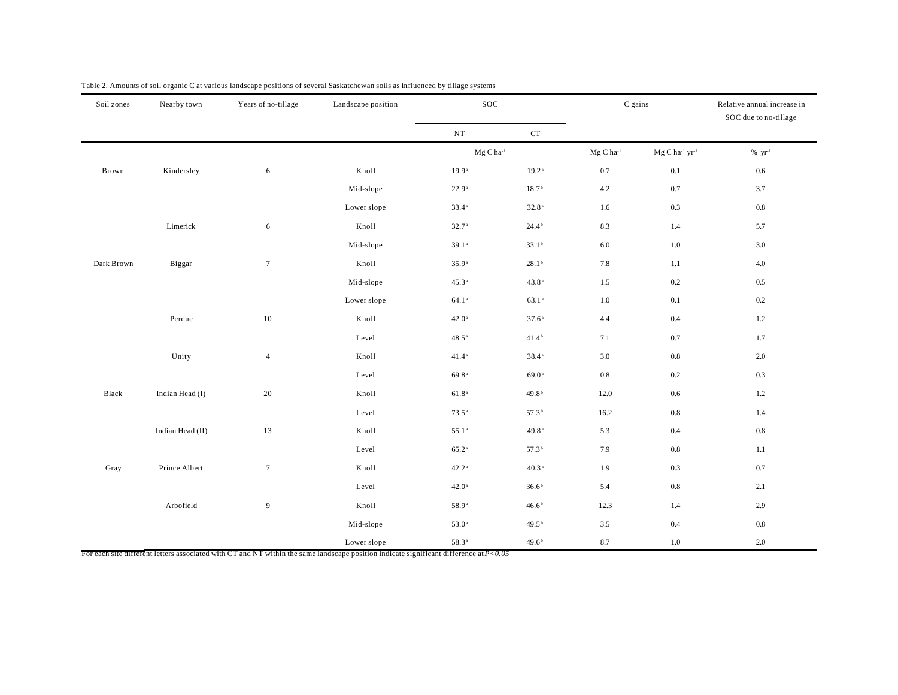Table 2. Amounts of soil organic C at various landscape positions of several Saskatchewan soils as influenced by tillage systems

| Soil zones | Nearby town | Years of no-tillage | Landscape position | SOC | | C gains | | Relative annual increase in SOC due to no-tillage |
|---|---|---|---|---|---|---|---|---|
| | | | | NT | CT | | | |
| | | | | Mg C ha$^{-1}$ | | Mg C ha$^{-1}$ | Mg C ha$^{-1}$ yr$^{-1}$ | % yr$^{-1}$ |
| Brown | Kindersley | 6 | Knoll | 19.9$^{a}$ | 19.2$^{a}$ | 0.7 | 0.1 | 0.6 |
| | | | Mid-slope | 22.9$^{a}$ | 18.7$^{b}$ | 4.2 | 0.7 | 3.7 |
| | | | Lower slope | 33.4$^{a}$ | 32.8$^{a}$ | 1.6 | 0.3 | 0.8 |
| | Limerick | 6 | Knoll | 32.7$^{a}$ | 24.4$^{b}$ | 8.3 | 1.4 | 5.7 |
| | | | Mid-slope | 39.1$^{a}$ | 33.1$^{b}$ | 6.0 | 1.0 | 3.0 |
| Dark Brown | Biggar | 7 | Knoll | 35.9$^{a}$ | 28.1$^{b}$ | 7.8 | 1.1 | 4.0 |
| | | | Mid-slope | 45.3$^{a}$ | 43.8$^{a}$ | 1.5 | 0.2 | 0.5 |
| | | | Lower slope | 64.1$^{a}$ | 63.1$^{a}$ | 1.0 | 0.1 | 0.2 |
| | Perdue | 10 | Knoll | 42.0$^{a}$ | 37.6$^{a}$ | 4.4 | 0.4 | 1.2 |
| | | | Level | 48.5$^{a}$ | 41.4$^{b}$ | 7.1 | 0.7 | 1.7 |
| | Unity | 4 | Knoll | 41.4$^{a}$ | 38.4$^{a}$ | 3.0 | 0.8 | 2.0 |
| | | | Level | 69.8$^{a}$ | 69.0$^{a}$ | 0.8 | 0.2 | 0.3 |
| Black | Indian Head (I) | 20 | Knoll | 61.8$^{a}$ | 49.8$^{b}$ | 12.0 | 0.6 | 1.2 |
| | | | Level | 73.5$^{a}$ | 57.3$^{b}$ | 16.2 | 0.8 | 1.4 |
| | Indian Head (II) | 13 | Knoll | 55.1$^{a}$ | 49.8$^{a}$ | 5.3 | 0.4 | 0.8 |
| | | | Level | 65.2$^{a}$ | 57.3$^{b}$ | 7.9 | 0.8 | 1.1 |
| Gray | Prince Albert | 7 | Knoll | 42.2$^{a}$ | 40.3$^{a}$ | 1.9 | 0.3 | 0.7 |
| | | | Level | 42.0$^{a}$ | 36.6$^{b}$ | 5.4 | 0.8 | 2.1 |
| | Arbofield | 9 | Knoll | 58.9$^{a}$ | 46.6$^{b}$ | 12.3 | 1.4 | 2.9 |
| | | | Mid-slope | 53.0$^{a}$ | 49.5$^{b}$ | 3.5 | 0.4 | 0.8 |
| | | | Lower slope | 58.3$^{a}$ | 49.6$^{b}$ | 8.7 | 1.0 | 2.0 |

For each site different letters associated with CT and NT within the same landscape position indicate significant difference at $P<0.05$